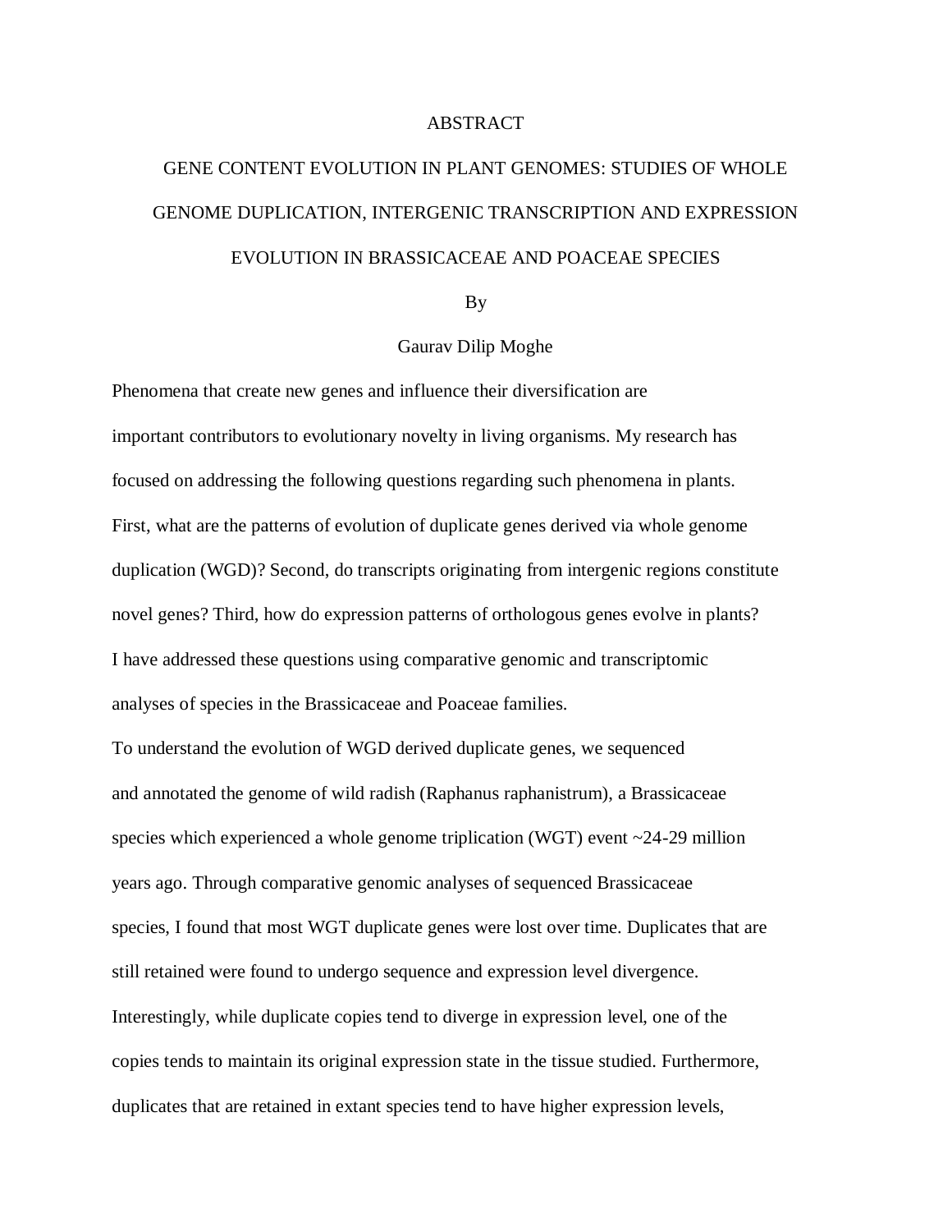# ABSTRACT

## GENE CONTENT EVOLUTION IN PLANT GENOMES: STUDIES OF WHOLE GENOME DUPLICATION, INTERGENIC TRANSCRIPTION AND EXPRESSION EVOLUTION IN BRASSICACEAE AND POACEAE SPECIES

By

Gaurav Dilip Moghe

Phenomena that create new genes and influence their diversification are important contributors to evolutionary novelty in living organisms. My research has focused on addressing the following questions regarding such phenomena in plants. First, what are the patterns of evolution of duplicate genes derived via whole genome duplication (WGD)? Second, do transcripts originating from intergenic regions constitute novel genes? Third, how do expression patterns of orthologous genes evolve in plants? I have addressed these questions using comparative genomic and transcriptomic analyses of species in the Brassicaceae and Poaceae families.

To understand the evolution of WGD derived duplicate genes, we sequenced and annotated the genome of wild radish (Raphanus raphanistrum), a Brassicaceae species which experienced a whole genome triplication (WGT) event ~24-29 million years ago. Through comparative genomic analyses of sequenced Brassicaceae species, I found that most WGT duplicate genes were lost over time. Duplicates that are still retained were found to undergo sequence and expression level divergence. Interestingly, while duplicate copies tend to diverge in expression level, one of the copies tends to maintain its original expression state in the tissue studied. Furthermore, duplicates that are retained in extant species tend to have higher expression levels,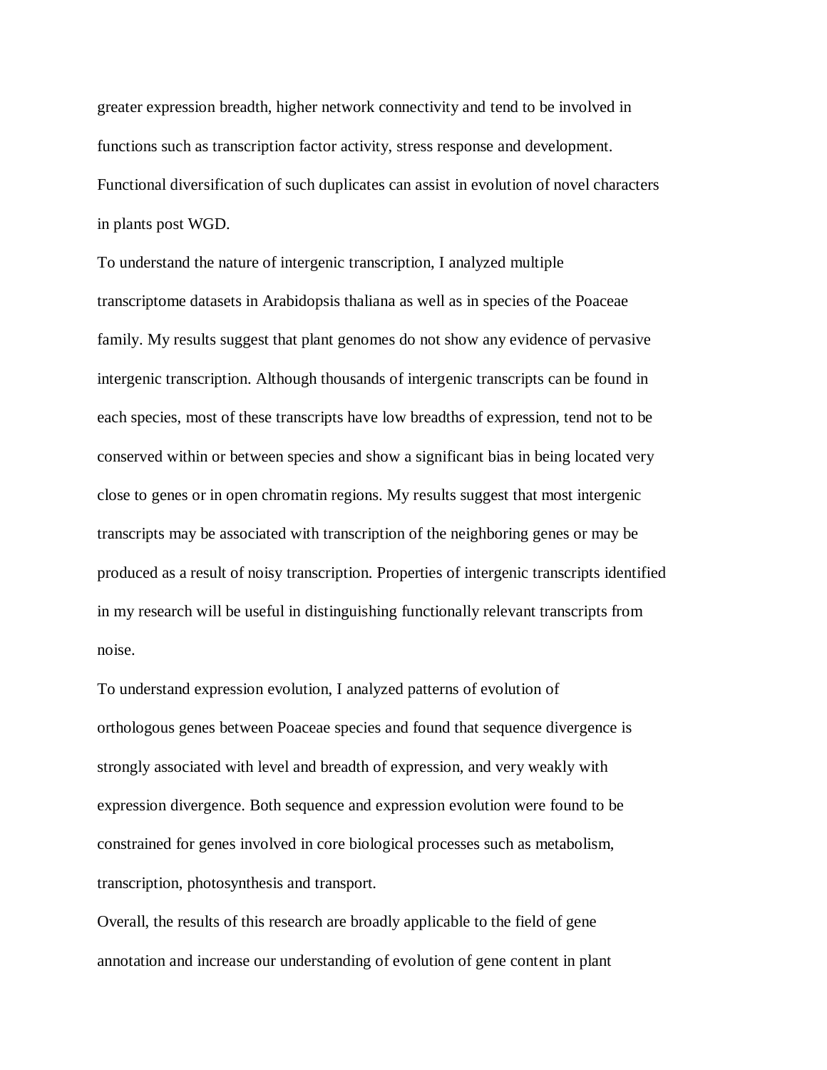greater expression breadth, higher network connectivity and tend to be involved in functions such as transcription factor activity, stress response and development. Functional diversification of such duplicates can assist in evolution of novel characters in plants post WGD.

To understand the nature of intergenic transcription, I analyzed multiple transcriptome datasets in Arabidopsis thaliana as well as in species of the Poaceae family. My results suggest that plant genomes do not show any evidence of pervasive intergenic transcription. Although thousands of intergenic transcripts can be found in each species, most of these transcripts have low breadths of expression, tend not to be conserved within or between species and show a significant bias in being located very close to genes or in open chromatin regions. My results suggest that most intergenic transcripts may be associated with transcription of the neighboring genes or may be produced as a result of noisy transcription. Properties of intergenic transcripts identified in my research will be useful in distinguishing functionally relevant transcripts from noise.

To understand expression evolution, I analyzed patterns of evolution of orthologous genes between Poaceae species and found that sequence divergence is strongly associated with level and breadth of expression, and very weakly with expression divergence. Both sequence and expression evolution were found to be constrained for genes involved in core biological processes such as metabolism, transcription, photosynthesis and transport.

Overall, the results of this research are broadly applicable to the field of gene annotation and increase our understanding of evolution of gene content in plant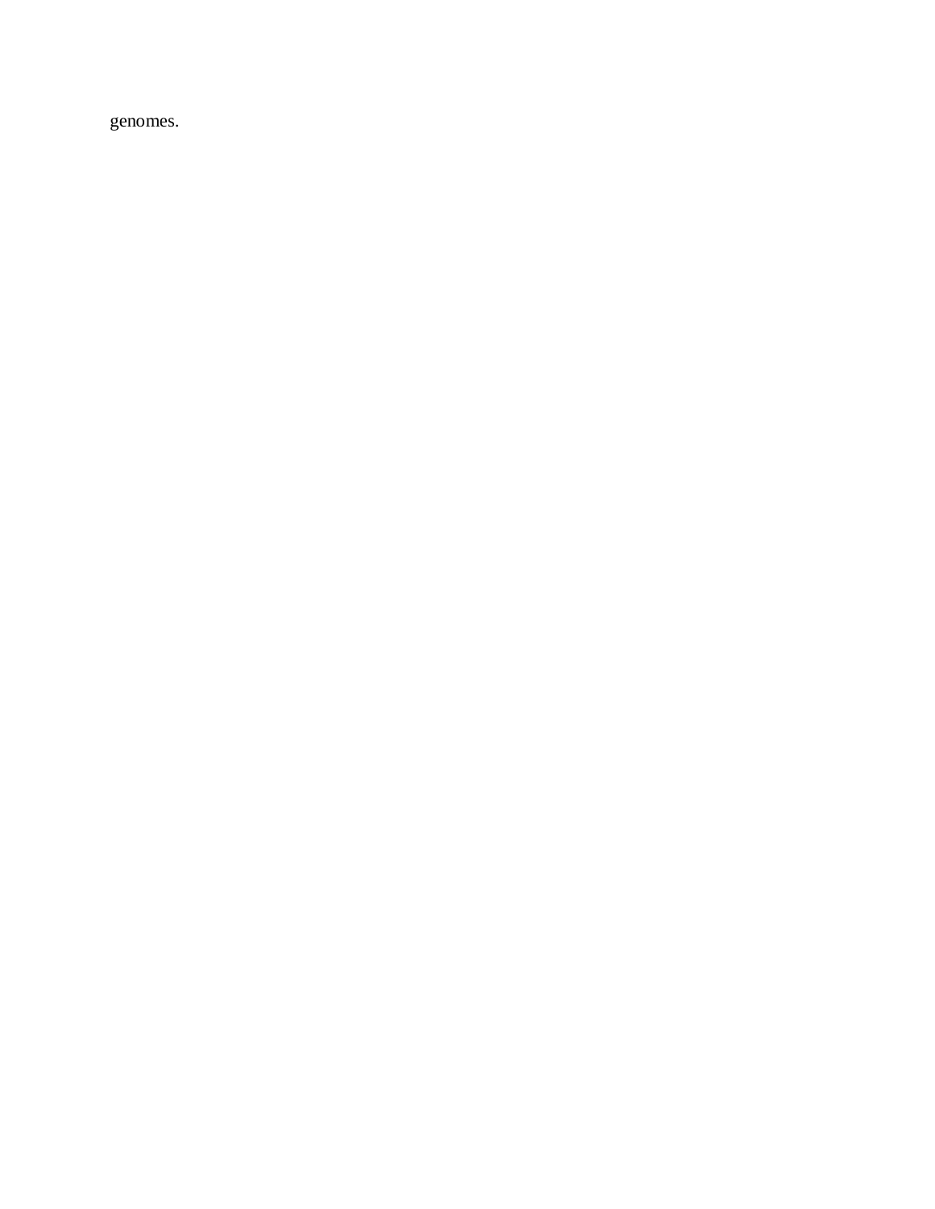genomes.